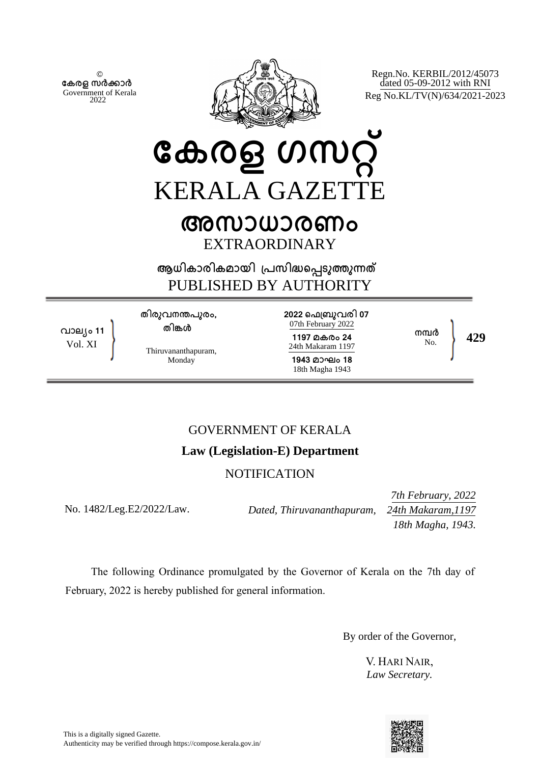© കേരള സർക്കാർ
Government of Kerala
2022

Regn.No. KERBIL/2012/45073
dated 05-09-2012 with RNI
Reg No.KL/TV(N)/634/2021-2023

# കേരള ഗസറ്റ്
# KERALA GAZETTE

## അസാധാരണം
## EXTRAORDINARY

ആധികാരികമായി പ്രസിദ്ധപ്പെടുത്തുന്നത്
PUBLISHED BY AUTHORITY

| വാല്യം 11<br>Vol. XI | തിരുവനന്തപുരം,<br>തിങ്കൾ<br>Thiruvananthapuram,<br>Monday | 2022 ഫെബ്രുവരി 07<br>07th February 2022<br>1197 മകരം 24<br>24th Makaram 1197<br>1943 മാഘം 18<br>18th Magha 1943 | നമ്പർ<br>No. | 429 |
|---|---|---|---|---|

GOVERNMENT OF KERALA

**Law (Legislation-E) Department**

NOTIFICATION

No. 1482/Leg.E2/2022/Law. *Dated, Thiruvananthapuram, 7th February, 2022 24th Makaram,1197 18th Magha, 1943.*

The following Ordinance promulgated by the Governor of Kerala on the 7th day of February, 2022 is hereby published for general information.

By order of the Governor,

V. HARI NAIR,
*Law Secretary.*

This is a digitally signed Gazette.
Authenticity may be verified through https://compose.kerala.gov.in/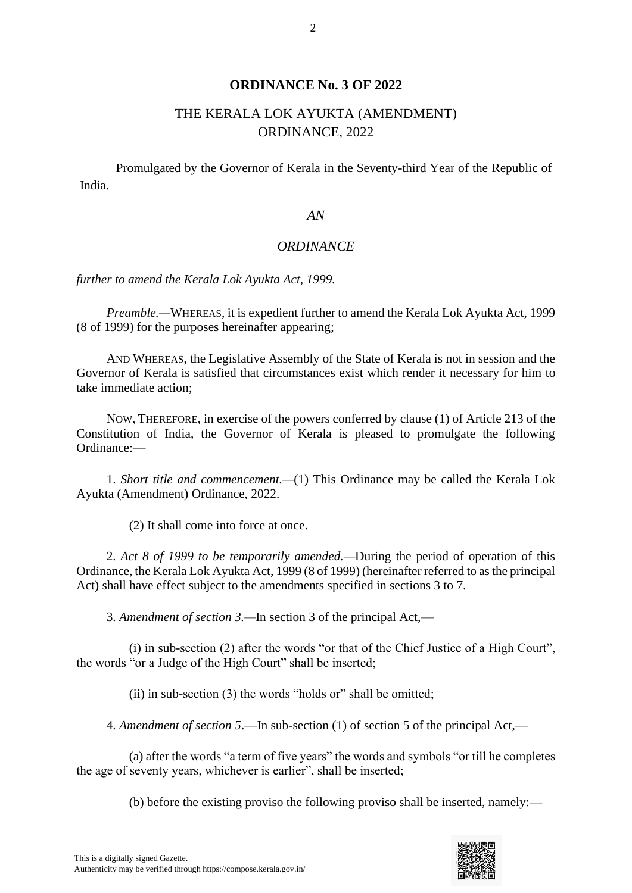**ORDINANCE No. 3 OF 2022**

THE KERALA LOK AYUKTA (AMENDMENT) ORDINANCE, 2022

Promulgated by the Governor of Kerala in the Seventy-third Year of the Republic of India.

*AN*

*ORDINANCE*

*further to amend the Kerala Lok Ayukta Act, 1999.*

*Preamble.*—WHEREAS, it is expedient further to amend the Kerala Lok Ayukta Act, 1999 (8 of 1999) for the purposes hereinafter appearing;

AND WHEREAS, the Legislative Assembly of the State of Kerala is not in session and the Governor of Kerala is satisfied that circumstances exist which render it necessary for him to take immediate action;

NOW, THEREFORE, in exercise of the powers conferred by clause (1) of Article 213 of the Constitution of India, the Governor of Kerala is pleased to promulgate the following Ordinance:—

1. *Short title and commencement.*—(1) This Ordinance may be called the Kerala Lok Ayukta (Amendment) Ordinance, 2022.

(2) It shall come into force at once.

2. *Act 8 of 1999 to be temporarily amended.*—During the period of operation of this Ordinance, the Kerala Lok Ayukta Act, 1999 (8 of 1999) (hereinafter referred to as the principal Act) shall have effect subject to the amendments specified in sections 3 to 7.

3. *Amendment of section 3.*—In section 3 of the principal Act,—

(i) in sub-section (2) after the words "or that of the Chief Justice of a High Court", the words "or a Judge of the High Court" shall be inserted;

(ii) in sub-section (3) the words "holds or" shall be omitted;

4. *Amendment of section 5*.—In sub-section (1) of section 5 of the principal Act,—

(a) after the words "a term of five years" the words and symbols "or till he completes the age of seventy years, whichever is earlier", shall be inserted;

(b) before the existing proviso the following proviso shall be inserted, namely:—

This is a digitally signed Gazette.
Authenticity may be verified through https://compose.kerala.gov.in/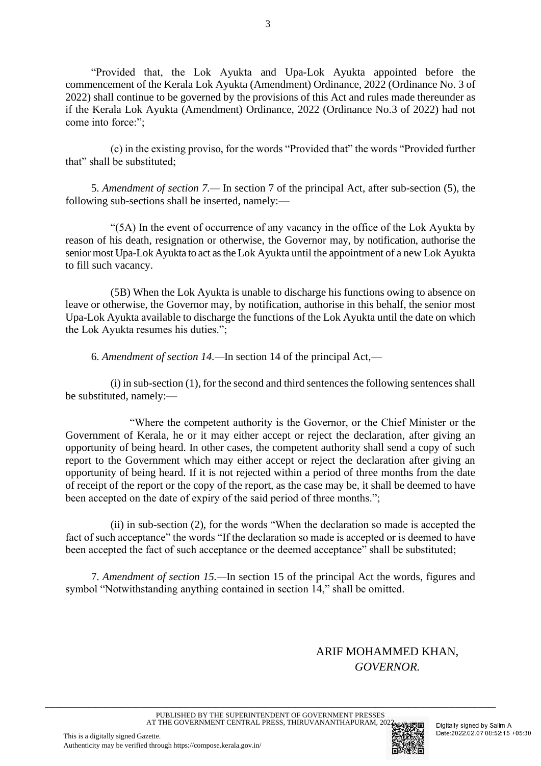"Provided that, the Lok Ayukta and Upa-Lok Ayukta appointed before the commencement of the Kerala Lok Ayukta (Amendment) Ordinance, 2022 (Ordinance No. 3 of 2022) shall continue to be governed by the provisions of this Act and rules made thereunder as if the Kerala Lok Ayukta (Amendment) Ordinance, 2022 (Ordinance No.3 of 2022) had not come into force:";

(c) in the existing proviso, for the words "Provided that" the words "Provided further that" shall be substituted;

5. *Amendment of section 7.*— In section 7 of the principal Act, after sub-section (5), the following sub-sections shall be inserted, namely:—

"(5A) In the event of occurrence of any vacancy in the office of the Lok Ayukta by reason of his death, resignation or otherwise, the Governor may, by notification, authorise the senior most Upa-Lok Ayukta to act as the Lok Ayukta until the appointment of a new Lok Ayukta to fill such vacancy.

(5B) When the Lok Ayukta is unable to discharge his functions owing to absence on leave or otherwise, the Governor may, by notification, authorise in this behalf, the senior most Upa-Lok Ayukta available to discharge the functions of the Lok Ayukta until the date on which the Lok Ayukta resumes his duties.";

6. *Amendment of section 14.*—In section 14 of the principal Act,—

(i) in sub-section (1), for the second and third sentences the following sentences shall be substituted, namely:—

"Where the competent authority is the Governor, or the Chief Minister or the Government of Kerala, he or it may either accept or reject the declaration, after giving an opportunity of being heard. In other cases, the competent authority shall send a copy of such report to the Government which may either accept or reject the declaration after giving an opportunity of being heard. If it is not rejected within a period of three months from the date of receipt of the report or the copy of the report, as the case may be, it shall be deemed to have been accepted on the date of expiry of the said period of three months.";

(ii) in sub-section (2), for the words "When the declaration so made is accepted the fact of such acceptance" the words "If the declaration so made is accepted or is deemed to have been accepted the fact of such acceptance or the deemed acceptance" shall be substituted;

7. *Amendment of section 15.*—In section 15 of the principal Act the words, figures and symbol "Notwithstanding anything contained in section 14," shall be omitted.

ARIF MOHAMMED KHAN,
*GOVERNOR.*

PUBLISHED BY THE SUPERINTENDENT OF GOVERNMENT PRESSES
AT THE GOVERNMENT CENTRAL PRESS, THIRUVANANTHAPURAM, 2022

This is a digitally signed Gazette.
Authenticity may be verified through https://compose.kerala.gov.in/

Digitally signed by Salim A
Date:2022.02.07 08:52:15 +05:30